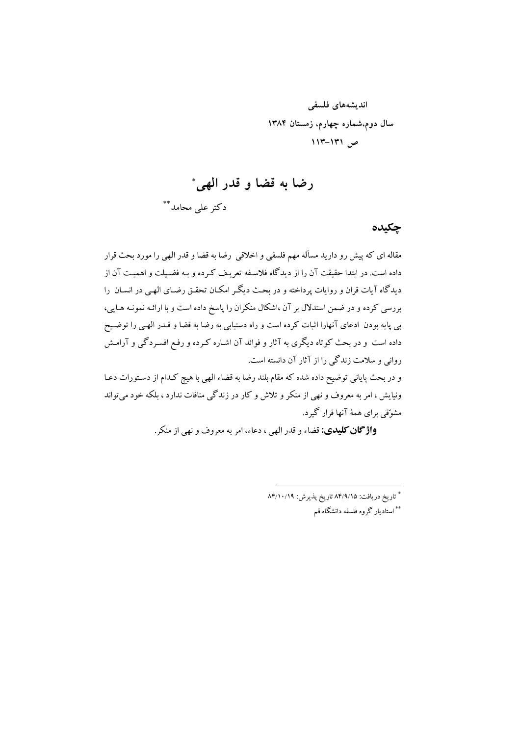اندیشه‌های فلسفی
سال دوم،شماره چهارم، زمستان ۱۳۸۴
ص ۱۳۱-۱۱۳

# رضا به قضا و قدر الهی*

دکتر علی محامد**

## چکیده

مقاله ای که پیش رو دارید مسأله مهم فلسفی و اخلاقی رضا به قضا و قدر الهی را مورد بحث قرار داده است. در ابتدا حقیقت آن را از دیدگاه فلاسفه تعریف کرده و به فضیلت و اهمیت آن از دیدگاه آیات قران و روایات پرداخته و در بحث دیگر امکان تحقق رضای الهی در انسان را بررسی کرده و در ضمن استدلال بر آن ،اشکال منکران را پاسخ داده است و با ارائه نمونه هایی، بی پایه بودن ادعای آنهارا اثبات کرده است و راه دستیابی به رضا به قضا و قدر الهی را توضیح داده است و در بحث کوتاه دیگری به آثار و فوائد آن اشاره کرده و رفع افسردگی و آرامش روانی و سلامت زندگی را از آثار آن دانسته است.

و در بحث پایانی توضیح داده شده که مقام بلند رضا به قضاء الهی با هیچ کدام از دستورات دعا ونیایش ، امر به معروف و نهی از منکر و تلاش و کار در زندگی منافات ندارد ، بلکه خود می‌تواند مشوّقی برای همهٔ آنها قرار گیرد.

**واژگان کلیدی:** قضاء و قدر الهی ، دعاء، امر به معروف و نهی از منکر.

---

* تاریخ دریافت: ۸۴/۹/۱۵ تاریخ پذیرش: ۸۴/۱۰/۱۹

** استادیار گروه فلسفه دانشگاه قم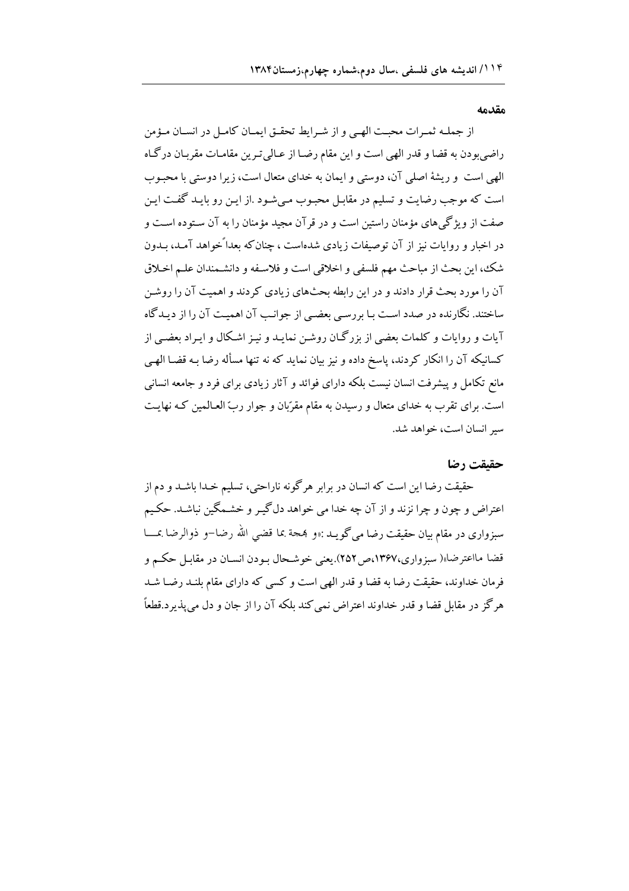## مقدمه

از جملـه ثمـرات محبـت الهـی و از شـرایط تحقـق ایمـان کامـل در انسـان مـؤمن راضی‌بودن به قضا و قدر الهی است و این مقام رضـا از عـالی‌تـرین مقامـات مقربـان درگـاه الهی است و ریشهٔ اصلی آن، دوستی و ایمان به خدای متعال است، زیرا دوستی با محبـوب است که موجب رضایت و تسلیم در مقابـل محبـوب مـی‌شـود .از ایـن رو بایـد گفـت ایـن صفت از ویژگی‌های مؤمنان راستین است و در قرآن مجید مؤمنان را به آن سـتوده اسـت و در اخبار و روایات نیز از آن توصیفات زیادی شده‌است ، چنان‌که بعداً خواهد آمـد، بـدون شک، این بحث از مباحث مهم فلسفی و اخلاقی است و فلاسـفه و دانشـمندان علـم اخـلاق آن را مورد بحث قرار دادند و در این رابطه بحث‌های زیادی کردند و اهمیت آن را روشـن ساختند. نگارنده در صدد اسـت بـا بررسـی بعضـی از جوانـب آن اهمیـت آن را از دیـدگاه آیات و روایات و کلمات بعضی از بزرگـان روشـن نمایـد و نیـز اشـکال و ایـراد بعضـی از کسانیکه آن را انکار کردند، پاسخ داده و نیز بیان نماید که نه تنها مسأله رضا بـه قضـا الهـی مانع تکامل و پیشرفت انسان نیست بلکه دارای فوائد و آثار زیادی برای فرد و جامعه انسانی است. برای تقرب به خدای متعال و رسیدن به مقام مقرّبان و جوار ربّ العـالمین کـه نهایـت سیر انسان است، خواهد شد.

## حقیقت رضا

حقیقت رضا این است که انسان در برابر هرگونه ناراحتی، تسلیم خـدا باشـد و دم از اعتراض و چون و چرا نزند و از آن چه خدا می خواهد دل‌گیـر و خشـمگین نباشـد. حکـیم سبزواری در مقام بیان حقیقت رضا می‌گویـد :«و بهجة بما قضي الله رضـا–و ذوالرضا بمـــا قضا مااعترضا»( سبزواری،۱۳۶۷،ص۲۵۲).یعنی خوشـحال بـودن انسـان در مقابـل حکـم و فرمان خداوند، حقیقت رضا به قضا و قدر الهی است و کسی که دارای مقام بلنـد رضـا شـد هرگز در مقابل قضا و قدر خداوند اعتراض نمی‌کند بلکه آن را از جان و دل می‌پذیرد.قطعاً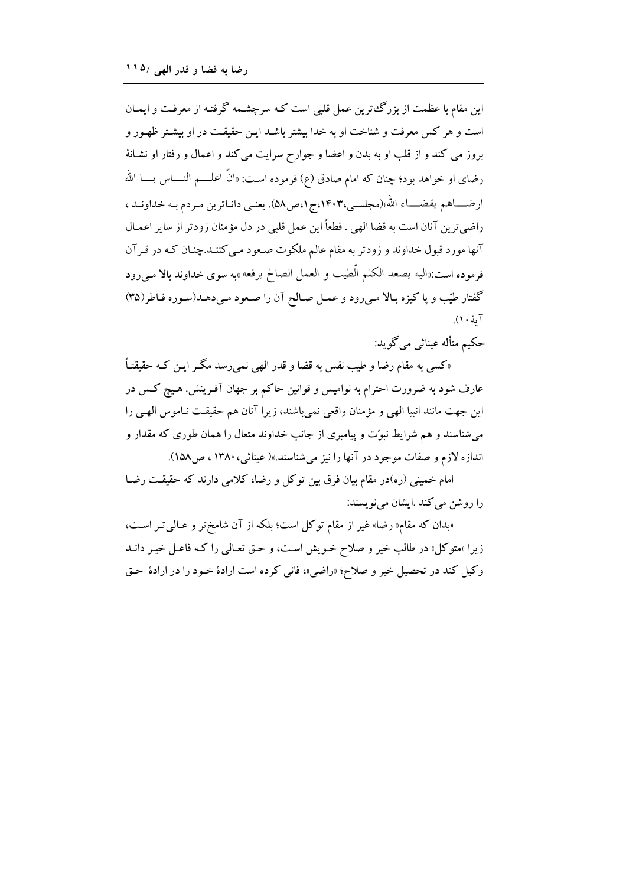این مقام با عظمت از بزرگ‌ترین عمل قلبی است کـه سرچشـمه گرفتـه از معرفـت و ایمـان است و هر کس معرفت و شناخت او به خدا بیشتر باشـد ایـن حقیقـت در او بیشـتر ظهـور و بروز می کند و از قلب او به بدن و اعضا و جوارح سرایت می‌کند و اعمال و رفتار او نشـانهٔ رضای او خواهد بود؛ چنان که امام صادق (ع) فرموده اسـت: «انّ اعلـم النـاس بـا الله ارضـاهم بقضـاء الله»(مجلسـی،۱۴۰۳،ج۱،ص۵۸). یعنـی دانـاترین مـردم بـه خداونـد ، راضی‌ترین آنان است به قضا الهی . قطعاً این عمل قلبی در دل مؤمنان زودتر از سایر اعمـال آنها مورد قبول خداوند و زودتر به مقام عالم ملکوت صـعود مـی‌کننـد.چنـان کـه در قـرآن فرموده است:«الیه یصعد الکلم الطّیب و العمل الصالح یرفعه»به سوی خداوند بالا مـی‌رود گفتار طیّب و پا کیزه بـالا مـی‌رود و عمـل صـالح آن را صـعود مـی‌دهـد(سـوره فـاطر(۳۵) آیهٔ ۱۰).

حکیم متأله عیناثی می گوید:

«کسی به مقام رضا و طیب نفس به قضا و قدر الهی نمی‌رسد مگـر ایـن کـه حقیقتـاً عارف شود به ضرورت احترام به نوامیس و قوانین حاکم بر جهان آفـرینش. هـیچ کـس در این جهت مانند انبیا الهی و مؤمنان واقعی نمی‌باشند، زیرا آنان هم حقیقـت نـاموس الهـی را می‌شناسند و هم شرایط نبوّت و پیامبری از جانب خداوند متعال را همان طوری که مقدار و اندازه لازم و صفات موجود در آنها را نیز می‌شناسند.»( عیناثی، ۱۳۸۰ ، ص۱۵۸).

امام خمینی (ره)در مقام بیان فرق بین توکل و رضا، کلامی دارند که حقیقـت رضـا را روشن می‌کند .ایشان می‌نویسند:

«بدان که مقام« رضا» غیر از مقام توکل است؛ بلکه از آن شامخ‌تر و عـالی‌تـر اسـت، زیرا «متوکل» در طالب خیر و صلاح خـویش اسـت، و حـق تعـالی را کـه فاعـل خیـر دانـد وکیل کند در تحصیل خیر و صلاح؛ «راضی»، فانی کرده است ارادهٔ خـود را در ارادهٔ حـق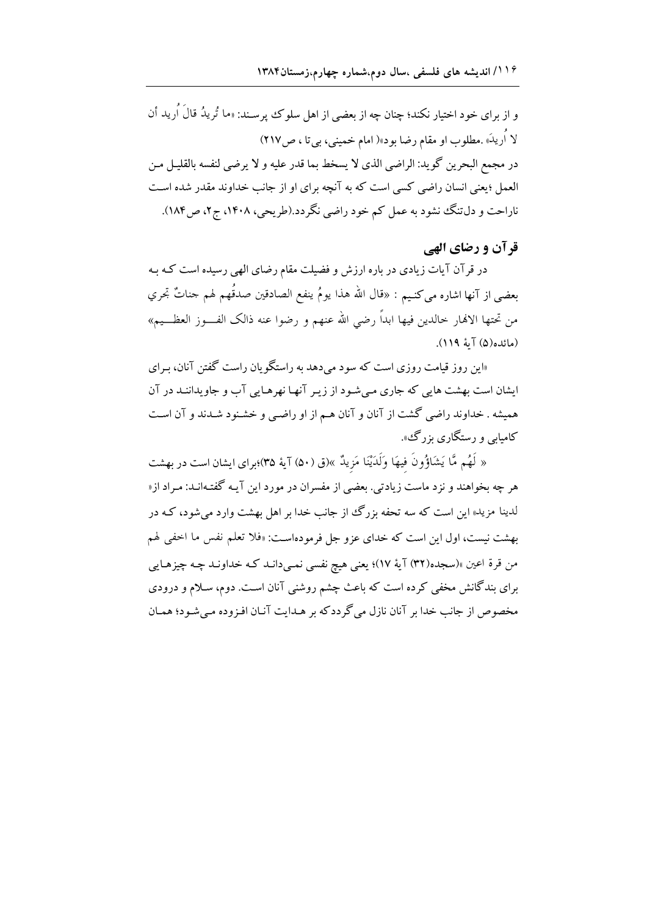و از برای خود اختیار نکند؛ چنان چه از بعضی از اهل سلوک پرسند: «ما تُریدُ قالَ اُرید أن لا اُریدَ» .مطلوب او مقام رضا بود»( امام خمینی، بی‌تا ، ص۲۱۷)

در مجمع البحرین گوید: الراضی الذی لا یسخط بما قدر علیه و لا یرضی لنفسه بالقلیل من العمل ؛یعنی انسان راضی کسی است که به آنچه برای او از جانب خداوند مقدر شده است ناراحت و دل‌تنگ نشود به عمل کم خود راضی نگردد.(طریحی، ۱۴۰۸، ج۲، ص۱۸۴).

## قرآن و رضای الهی

در قرآن آیات زیادی در باره ارزش و فضیلت مقام رضای الهی رسیده است که به بعضی از آنها اشاره می‌کنیم : «قال الله هذا یومُ ینفع الصادقین صدقُهم لهم جناتٌ تجري من تحتها الانهار خالدین فیها ابداً رضي الله عنهم و رضوا عنه ذالک الفوز العظیم» (مائده(۵) آیهٔ ۱۱۹).

«این روز قیامت روزی است که سود می‌دهد به راستگویان راست گفتن آنان، برای ایشان است بهشت هایی که جاری می‌شود از زیر آنها نهرهایی آب و جاویدانند در آن همیشه . خداوند راضی گشت از آنان و آنان هم از او راضی و خشنود شدند و آن است کامیابی و رستگاری بزرگ».

« لَهُم مَّا یَشَاؤُونَ فِیهَا وَلَدَیْنَا مَزِیدٌ »(ق (۵۰) آیهٔ ۳۵)؛برای ایشان است در بهشت هر چه بخواهند و نزد ماست زیادتی. بعضی از مفسران در مورد این آیه گفته‌اند: مراد از« لدینا مزید» این است که سه تحفه بزرگ از جانب خدا بر اهل بهشت وارد می‌شود، که در بهشت نیست، اول این است که خدای عزو جل فرموده‌است: «فلا تعلم نفس ما اخفی لهم من قرة اعین »(سجده(۳۲) آیهٔ ۱۷)؛ یعنی هیچ نفسی نمی‌داند که خداوند چه چیزهایی برای بندگانش مخفی کرده است که باعث چشم روشنی آنان است. دوم، سلام و درودی مخصوص از جانب خدا بر آنان نازل می‌گردد که بر هدایت آنان افزوده می‌شود؛ همان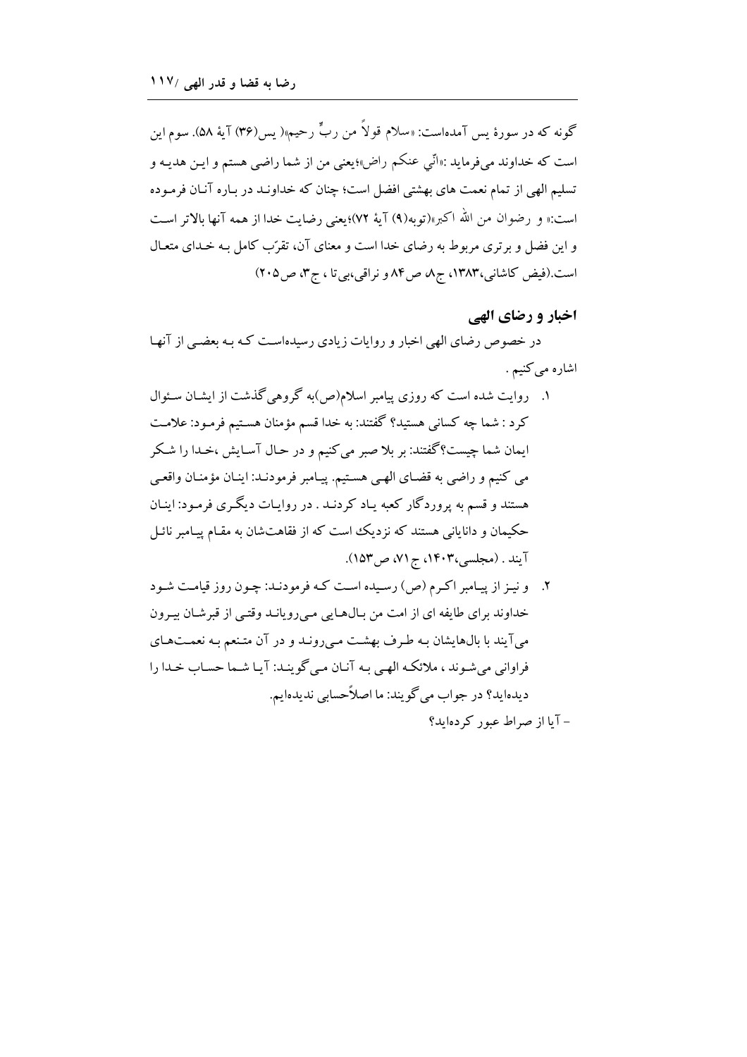گونه که در سورهٔ یس آمده‌است: «سلام قولاً من ربٍّ رحیم»( یس(۳۶) آیهٔ ۵۸). سوم این است که خداوند می‌فرماید :«انّي عنکم راض»؛یعنی من از شما راضی هستم و ایـن هدیـه و تسلیم الهی از تمام نعمت های بهشتی افضل است؛ چنان که خداونـد در بـاره آنـان فرمـوده است:« و رضوان من الله اکبر»(توبه(۹) آیهٔ ۷۲)؛یعنی رضایت خدا از همه آنها بالاتر اسـت و این فضل و برتری مربوط به رضای خدا است و معنای آن، تقرّب کامل بـه خـدای متعـال است.(فیض کاشانی،۱۳۸۳، ج۸، ص۸۴ و نراقی،بی‌تا ، ج۳، ص۲۰۵)

## اخبار و رضای الهی

در خصوص رضای الهی اخبار و روایات زیادی رسیده‌اسـت کـه بـه بعضـی از آنهـا اشاره می‌کنیم .

۱. روایت شده است که روزی پیامبر اسلام(ص)به گروهی گذشت از ایشـان سـئوال کرد : شما چه کسانی هستید؟ گفتند: به خدا قسم مؤمنان هسـتیم فرمـود: علامـت ایمان شما چیست؟گفتند: بر بلا صبر می‌کنیم و در حـال آسـایش ،خـدا را شـکر می کنیم و راضی به قضـای الهـی هسـتیم. پیـامبر فرمودنـد: اینـان مؤمنـان واقعـی هستند و قسم به پروردگار کعبه یـاد کردنـد . در روایـات دیگـری فرمـود: اینـان حکیمان و دانایانی هستند که نزدیک است که از فقاهت‌شان به مقـام پیـامبر نائـل آیند . (مجلسی،۱۴۰۳، ج۷۱، ص۱۵۳).

۲. و نیـز از پیـامبر اکـرم (ص) رسـیده اسـت کـه فرمودنـد: چـون روز قیامـت شـود خداوند برای طایفه ای از امت من بـال‌هـایی مـی‌رویانـد وقتـی از قبرشـان بیـرون می‌آیند با بال‌هایشان بـه طـرف بهشـت مـی‌رونـد و در آن متـنعم بـه نعمـت‌هـای فراوانی می‌شـوند ، ملائکـه الهـی بـه آنـان مـی‌گوینـد: آیـا شـما حسـاب خـدا را دیده‌اید؟ در جواب می‌گویند: ما اصلاًحسابی ندیده‌ایم.

- آیا از صراط عبور کرده‌اید؟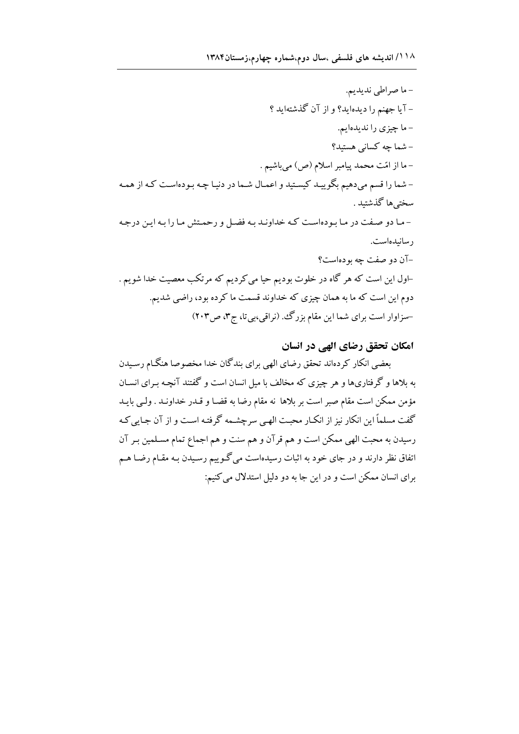- ما صراطی ندیدیم.

- آیا جهنم را دیده‌اید؟ و از آن گذشته‌اید ؟

- ما چیزی را ندیده‌ایم.

- شما چه کسانی هستید؟

- ما از امّت محمد پیامبر اسلام (ص) می‌باشیم .

- شما را قسم می‌دهیم بگویید کیستید و اعمال شما در دنیا چه بوده‌است که از همه سختی‌ها گذشتید .

- ما دو صفت در ما بوده‌است که خداوند به فضل و رحمتش ما را به این درجه رسانیده‌است.

-آن دو صفت چه بوده‌است؟

-اول این است که هر گاه در خلوت بودیم حیا می‌کردیم که مرتکب معصیت خدا شویم . دوم این است که ما به همان چیزی که خداوند قسمت ما کرده بود، راضی شدیم.

-سزاوار است برای شما این مقام بزرگ. (نراقی،بی‌تا، ج۳، ص۲۰۳)

### امکان تحقق رضای الهی در انسان

بعضی انکار کرده‌اند تحقق رضای الهی برای بندگان خدا مخصوصا هنگام رسیدن به بلاها و گرفتاری‌ها و هر چیزی که مخالف با میل انسان است و گفتند آنچه برای انسان مؤمن ممکن است مقام صبر است بر بلاها نه مقام رضا به قضا و قدر خداوند . ولی باید گفت مسلماً این انکار نیز از انکار محبت الهی سرچشمه گرفته است و از آن جایی که رسیدن به محبت الهی ممکن است و هم قرآن و هم سنت و هم اجماع تمام مسلمین بر آن اتفاق نظر دارند و در جای خود به اثبات رسیده‌است می‌گوییم رسیدن به مقام رضا هم برای انسان ممکن است و در این جا به دو دلیل استدلال می‌کنیم: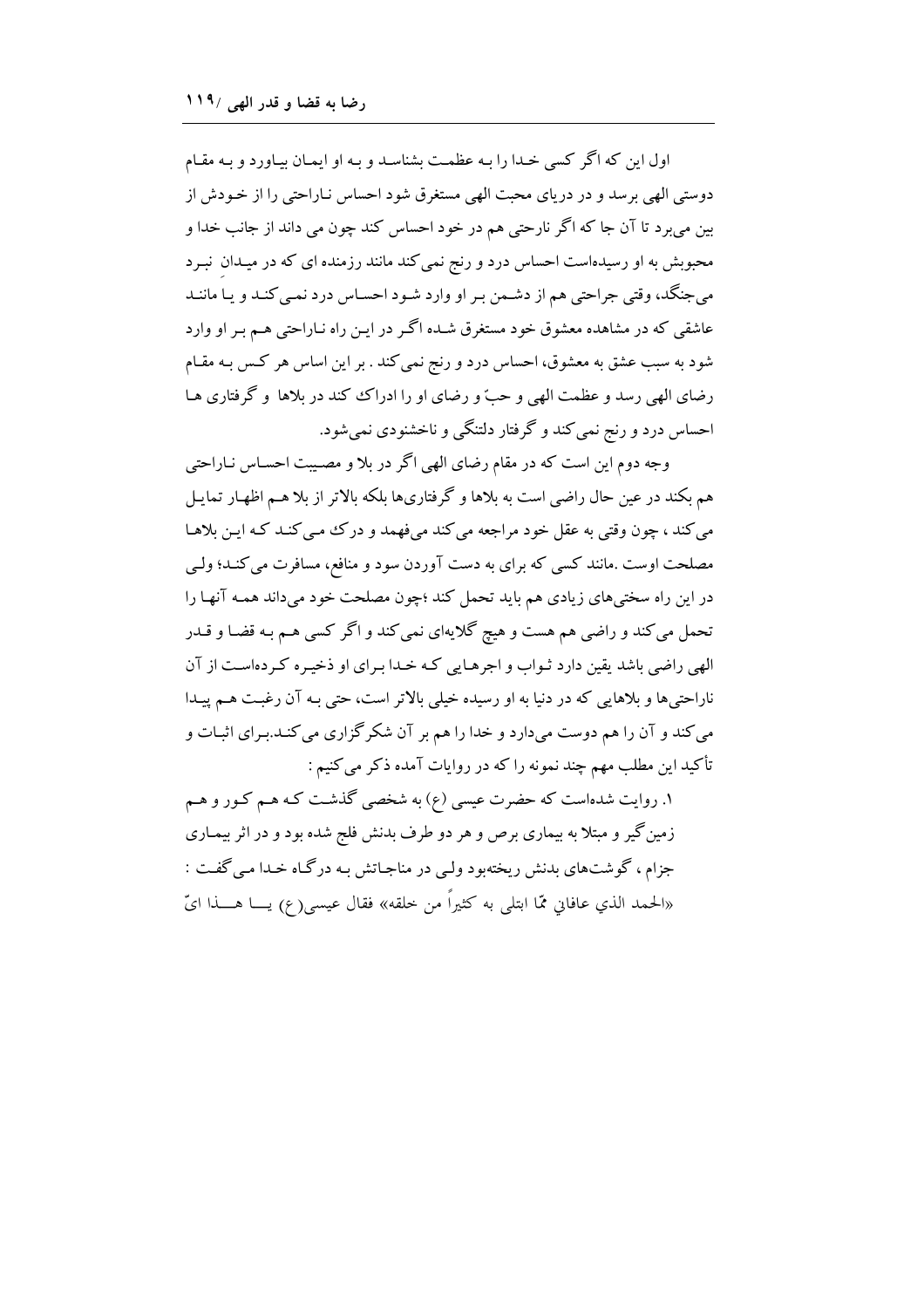اول این که اگر کسی خدا را بـه عظمـت بشناسـد و بـه او ایمـان بیـاورد و بـه مقـام دوستی الهی برسد و در دریای محبت الهی مستغرق شود احساس نـاراحتی را از خـودش از بین می‌برد تا آن جا که اگر نارحتی هم در خود احساس کند چون می داند از جانب خدا و محبوبش به او رسیده‌است احساس درد و رنج نمی‌کند مانند رزمنده ای که در میدان نبـرد می‌جنگد، وقتی جراحتی هم از دشـمن بـر او وارد شـود احساس درد نمـی‌کنـد و یـا ماننـد عاشقی که در مشاهده معشوق خود مستغرق شـده اگـر در ایـن راه نـاراحتی هـم بـر او وارد شود به سبب عشق به معشوق، احساس درد و رنج نمی‌کند . بر این اساس هر کـس بـه مقـام رضای الهی رسد و عظمت الهی و حبّ و رضای او را ادراک کند در بلاها و گرفتاری ها احساس درد و رنج نمی‌کند و گرفتار دلتنگی و ناخشنودی نمی‌شود.

وجه دوم این است که در مقام رضای الهی اگر در بلا و مصیبت احساس نـاراحتی هم بکند در عین حال راضی است به بلاها و گرفتاری‌ها بلکه بالاتر از بلا هـم اظهـار تمایـل می‌کند ، چون وقتی به عقل خود مراجعه می‌کند می‌فهمد و درک مـی‌کنـد کـه ایـن بلاهـا مصلحت اوست .مانند کسی که برای به دست آوردن سود و منافع، مسافرت می‌کنـد؛ ولـی در این راه سختی‌های زیادی هم باید تحمل کند ؛چون مصلحت خود می‌داند همـه آنهـا را تحمل می‌کند و راضی هم هست و هیچ گلایه‌ای نمی‌کند و اگر کسی هـم بـه قضـا و قـدر الهی راضی باشد یقین دارد ثـواب و اجرهـایی کـه خـدا بـرای او ذخیـره کـرده‌است از آن ناراحتی‌ها و بلاهایی که در دنیا به او رسیده خیلی بالاتر است، حتی بـه آن رغبـت هـم پیـدا می‌کند و آن را هم دوست می‌دارد و خدا را هم بر آن شکرگزاری می‌کنـد.بـرای اثبـات و تأکید این مطلب مهم چند نمونه را که در روایات آمده ذکر می‌کنیم :

۱. روایت شده‌است که حضرت عیسی (ع) به شخصی گذشـت کـه هـم کـور و هـم زمین‌گیر و مبتلا به بیماری برص و هر دو طرف بدنش فلج شده بود و در اثر بیمـاری جزام ، گوشت‌های بدنش ریخته‌بود ولـی در مناجـاتش بـه درگـاه خـدا مـی‌گفـت : «الحمد الذي عافاني ممّا ابتلی به کثیراً من خلقه» فقال عیسی(ع) یـــا هـــذا ایّ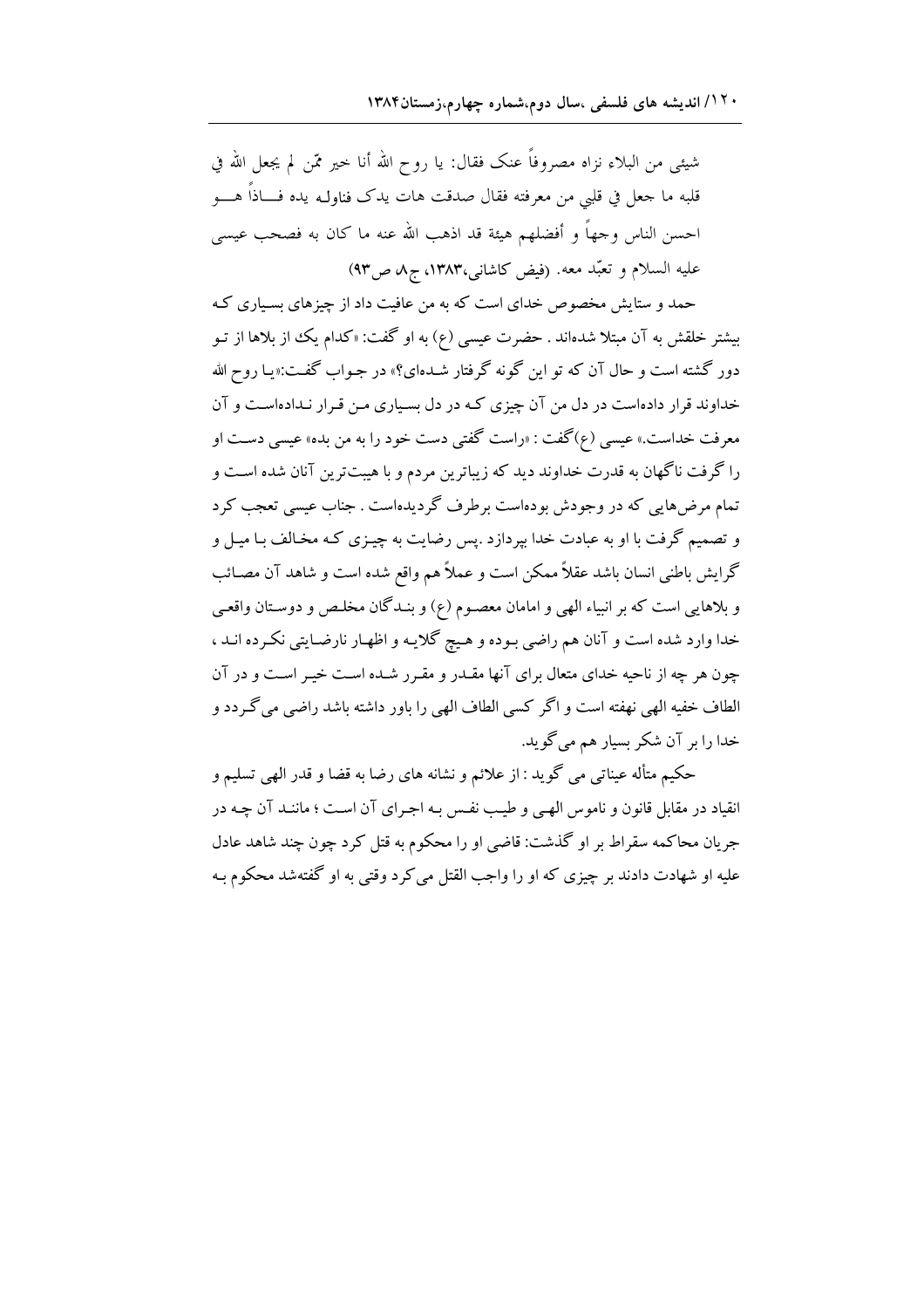شیئی من البلاء نزاه مصروفاً عنک فقال: یا روح الله أنا خیر ممّن لم یجعل الله في قلبه ما جعل في قلبي من معرفته فقال صدقت هات یدک فناوله یده فـــاذاً هـــو احسن الناس وجهاً و أفضلهم هیئة قد اذهب الله عنه ما کان به فصحب عیسی علیه السلام و تعبّد معه. (فیض کاشانی،۱۳۸۳، ج۸ ص۹۳)

حمد و ستایش مخصوص خدای است که به من عافیت داد از چیزهای بسیاری که بیشتر خلقش به آن مبتلا شده‌اند . حضرت عیسی (ع) به او گفت: «کدام یک از بلاها از تو دور گشته است و حال آن که تو این گونه گرفتار شده‌ای؟» در جواب گفت:«یا روح الله خداوند قرار داده‌است در دل من آن چیزی که در دل بسیاری من قرار نداده‌است و آن معرفت خداست.» عیسی (ع)گفت : «راست گفتی دست خود را به من بده» عیسی دست او را گرفت ناگهان به قدرت خداوند دید که زیباترین مردم و با هیبت‌ترین آنان شده است و تمام مرض‌هایی که در وجودش بوده‌است برطرف گردیده‌است . جناب عیسی تعجب کرد و تصمیم گرفت با او به عبادت خدا بپردازد .پس رضایت به چیزی که مخالف با میل و گرایش باطنی انسان باشد عقلاً ممکن است و عملاً هم واقع شده است و شاهد آن مصائب و بلاهایی است که بر انبیاء الهی و امامان معصوم (ع) و بندگان مخلص و دوستان واقعی خدا وارد شده است و آنان هم راضی بوده و هیچ گلایه و اظهار نارضایتی نکرده اند ، چون هر چه از ناحیه خدای متعال برای آنها مقدر و مقرر شده است خیر است و در آن الطاف خفیه الهی نهفته است و اگر کسی الطاف الهی را باور داشته باشد راضی می‌گردد و خدا را بر آن شکر بسیار هم می‌گوید.

حکیم متألّه عیناتی می گوید : از علائم و نشانه های رضا به قضا و قدر الهی تسلیم و انقیاد در مقابل قانون و ناموس الهی و طیب نفس به اجرای آن است ؛ مانند آن چه در جریان محاکمه سقراط بر او گذشت: قاضی او را محکوم به قتل کرد چون چند شاهد عادل علیه او شهادت دادند بر چیزی که او را واجب القتل می‌کرد وقتی به او گفته‌شد محکوم به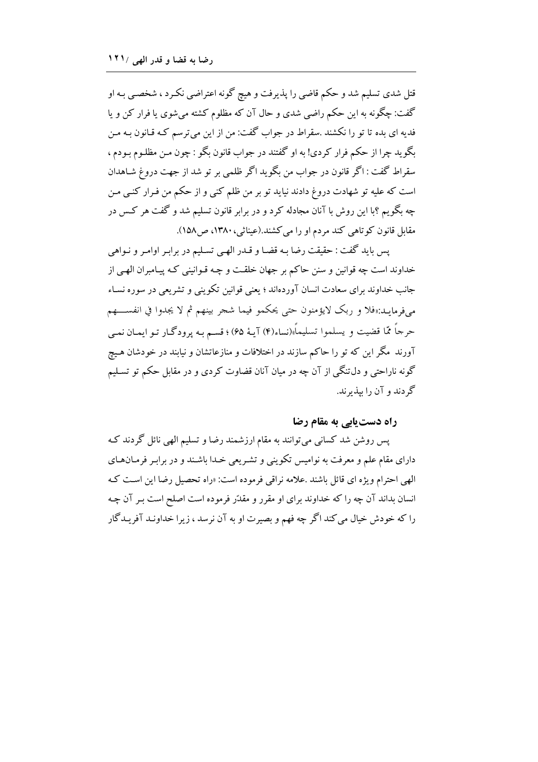قتل شدی تسلیم شد و حکم قاضی را پذیرفت و هیچ گونه اعتراضی نکرد ، شخصی به او گفت: چگونه به این حکم راضی شدی و حال آن که مظلوم کشته می‌شوی یا فرار کن و یا فدیه ای بده تا تو را نکشند .سقراط در جواب گفت: من از این می‌ترسم که قانون به من بگوید چرا از حکم فرار کردی! به او گفتند در جواب قانون بگو : چون من مظلوم بودم ، سقراط گفت : اگر قانون در جواب من بگوید اگر ظلمی بر تو شد از جهت دروغ شاهدان است که علیه تو شهادت دروغ دادند نباید تو بر من ظلم کنی و از حکم من فرار کنی من چه بگویم ؟با این روش با آنان مجادله کرد و در برابر قانون تسلیم شد و گفت هر کس در مقابل قانون کوتاهی کند مردم او را می‌کشند.(عیناثی،۱۳۸۰، ص۱۵۸).

پس باید گفت : حقیقت رضا به قضا و قدر الهی تسلیم در برابر اوامر و نواهی خداوند است چه قوانین و سنن حاکم بر جهان خلقت و چه قوانینی که پیامبران الهی از جانب خداوند برای سعادت انسان آورده‌اند ؛ یعنی قوانین تکوینی و تشریعی در سوره نساء می‌فرماید:«فلا و ربک لایؤمنون حتی یحکمو فیما شجر بینهم ثم لا یجدوا في انفسهم حرجاً ممّا قضیت و یسلموا تسلیماً»(نساء(۴) آیهٔ ۶۵) ؛ قسم به پرودگار تو ایمان نمی آورند مگر این که تو را حاکم سازند در اختلافات و منازعاتشان و نیابند در خودشان هیچ گونه ناراحتی و دل‌تنگی از آن چه در میان آنان قضاوت کردی و در مقابل حکم تو تسلیم گردند و آن را بپذیرند.

## راه دست‌یابی به مقام رضا

پس روشن شد کسانی می‌توانند به مقام ارزشمند رضا و تسلیم الهی نائل گردند که دارای مقام علم و معرفت به نوامیس تکوینی و تشریعی خدا باشند و در برابر فرمان‌های الهی احترام ویژه ای قائل باشند .علامه نراقی فرموده است: «راه تحصیل رضا این است که انسان بداند آن چه را که خداوند برای او مقرر و مقدّر فرموده است اصلح است بر آن چه را که خودش خیال می‌کند اگر چه فهم و بصیرت او به آن نرسد ، زیرا خداوند آفریدگار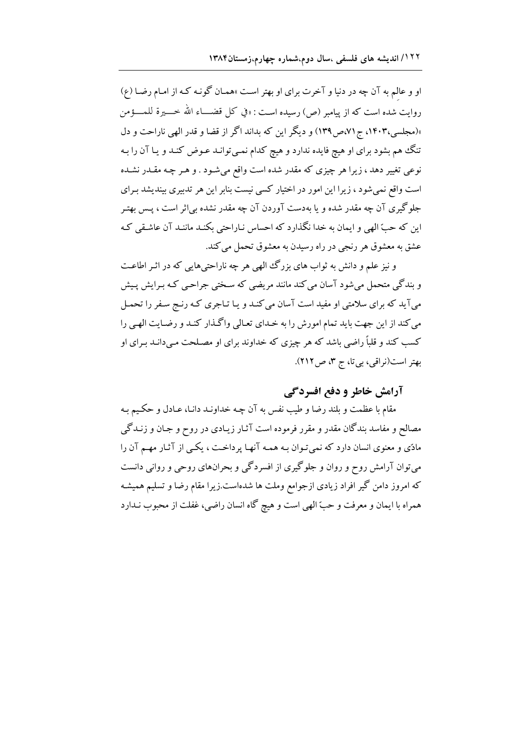او و عالِم به آن چه در دنیا و آخرت برای او بهتر است «همان گونه که از امام رضا (ع) روایت شده است که از پیامبر (ص) رسیده است : «في كل قضاء الله خيرة للمؤمن »(مجلسی،۱۴۰۳، ج۷۱،ص۱۳۹) و دیگر این که بداند اگر از قضا و قدر الهی ناراحت و دل تنگ هم بشود برای او هیچ فایده ندارد و هیچ کدام نمی‌تواند عوض کند و یا آن را به نوعی تغییر دهد ، زیرا هر چیزی که مقدر شده است واقع می‌شود . و هر چه مقدر نشده است واقع نمی‌شود ، زیرا این امور در اختیار کسی نیست بنابر این هر تدبیری بیندیشد برای جلوگیری آن چه مقدر شده و یا به‌دست آوردن آن چه مقدر نشده بی‌اثر است ، پس بهتر این که حبّ الهی و ایمان به خدا نگذارد که احساس ناراحتی بکند مانند آن عاشقی که عشق به معشوق هر رنجی در راه رسیدن به معشوق تحمل می کند.

و نیز علم و دانش به ثواب های بزرگ الهی هر چه ناراحتی‌هایی که در اثر اطاعت و بندگی متحمل می‌شود آسان می‌کند مانند مریضی که سختی جراحی که برایش پیش می‌آید که برای سلامتی او مفید است آسان می‌کند و یا تاجری که رنج سفر را تحمل می‌کند از این جهت باید تمام امورش را به خدای تعالی واگذار کند و رضایت الهی را کسب کند و قلباً راضی باشد که هر چیزی که خداوند برای او مصلحت می‌داند برای او بهتر است(نراقی، بی‌تا، ج ۳، ص۲۱۲).

## آرامش خاطر و دفع افسردگی

مقام با عظمت و بلند رضا و طیب نفس به آن چه خداوند دانا، عادل و حکیم به مصالح و مفاسد بندگان مقدر و مقرر فرموده است آثار زیادی در روح و جان و زندگی مادّی و معنوی انسان دارد که نمی‌توان به همه آنها پرداخت ، یکی از آثار مهم آن را می‌توان آرامش روح و روان و جلوگیری از افسردگی و بحران‌های روحی و روانی دانست که امروز دامن گیر افراد زیادی ازجوامع وملت ها شده‌است.زیرا مقام رضا و تسلیم همیشه همراه با ایمان و معرفت و حبّ الهی است و هیچ گاه انسان راضی، غفلت از محبوب ندارد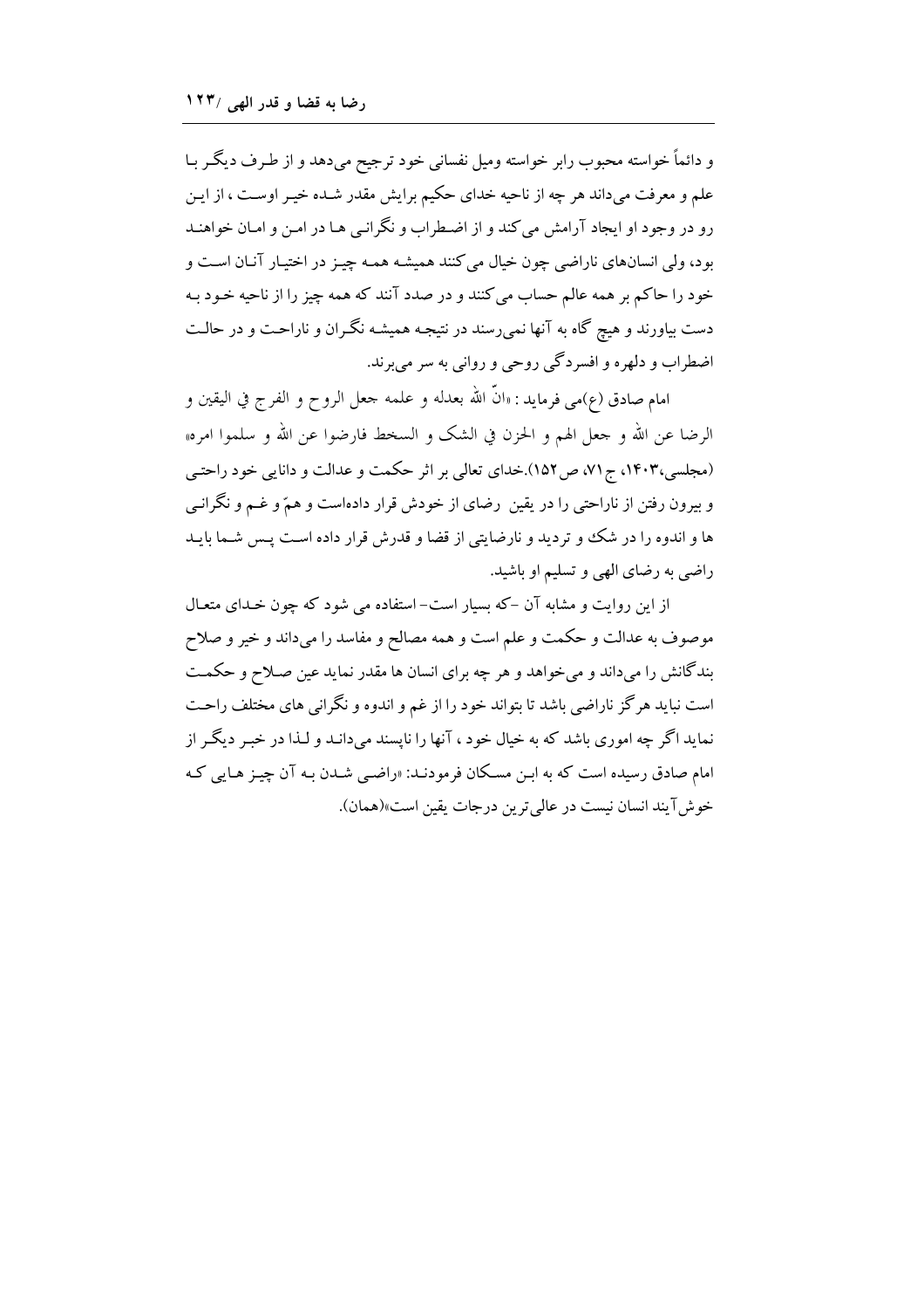و دائماً خواسته محبوب رابر خواسته ومیل نفسانی خود ترجیح می‌دهد و از طرف دیگر با علم و معرفت می‌داند هر چه از ناحیه خدای حکیم برایش مقدر شده خیر اوست ، از این رو در وجود او ایجاد آرامش می کند و از اضطراب و نگرانی ها در امن و امان خواهند بود، ولی انسان‌های ناراضی چون خیال می کنند همیشه همه چیز در اختیار آنان است و خود را حاکم بر همه عالم حساب می کنند و در صدد آنند که همه چیز را از ناحیه خود به دست بیاورند و هیچ گاه به آنها نمی‌رسند در نتیجه همیشه نگران و ناراحت و در حالت اضطراب و دلهره و افسردگی روحی و روانی به سر می‌برند.

امام صادق (ع)می فرماید : «انّ الله بعدله و علمه جعل الروح و الفرج في اليقين و الرضا عن الله و جعل الهم و الحزن في الشک و السخط فارضوا عن الله و سلموا امره» (مجلسی،۱۴۰۳، ج۷۱، ص۱۵۲).خدای تعالی بر اثر حکمت و عدالت و دانایی خود راحتی و بیرون رفتن از ناراحتی را در یقین رضای از خودش قرار داده‌است و همّ و غم و نگرانی ها و اندوه را در شک و تردید و نارضایتی از قضا و قدرش قرار داده است پس شما باید راضی به رضای الهی و تسلیم او باشید.

از این روایت و مشابه آن -که بسیار است- استفاده می شود که چون خدای متعال موصوف به عدالت و حکمت و علم است و همه مصالح و مفاسد را می‌داند و خیر و صلاح بندگانش را می‌داند و می‌خواهد و هر چه برای انسان ها مقدر نماید عین صلاح و حکمت است نباید هرگز ناراضی باشد تا بتواند خود را از غم و اندوه و نگرانی های مختلف راحت نماید اگر چه اموری باشد که به خیال خود ، آنها را ناپسند می‌داند و لذا در خبر دیگر از امام صادق رسیده است که به ابن مسکان فرمودند: «راضی شدن به آن چیز هایی که خوش‌آیند انسان نیست در عالی‌ترین درجات یقین است»(همان).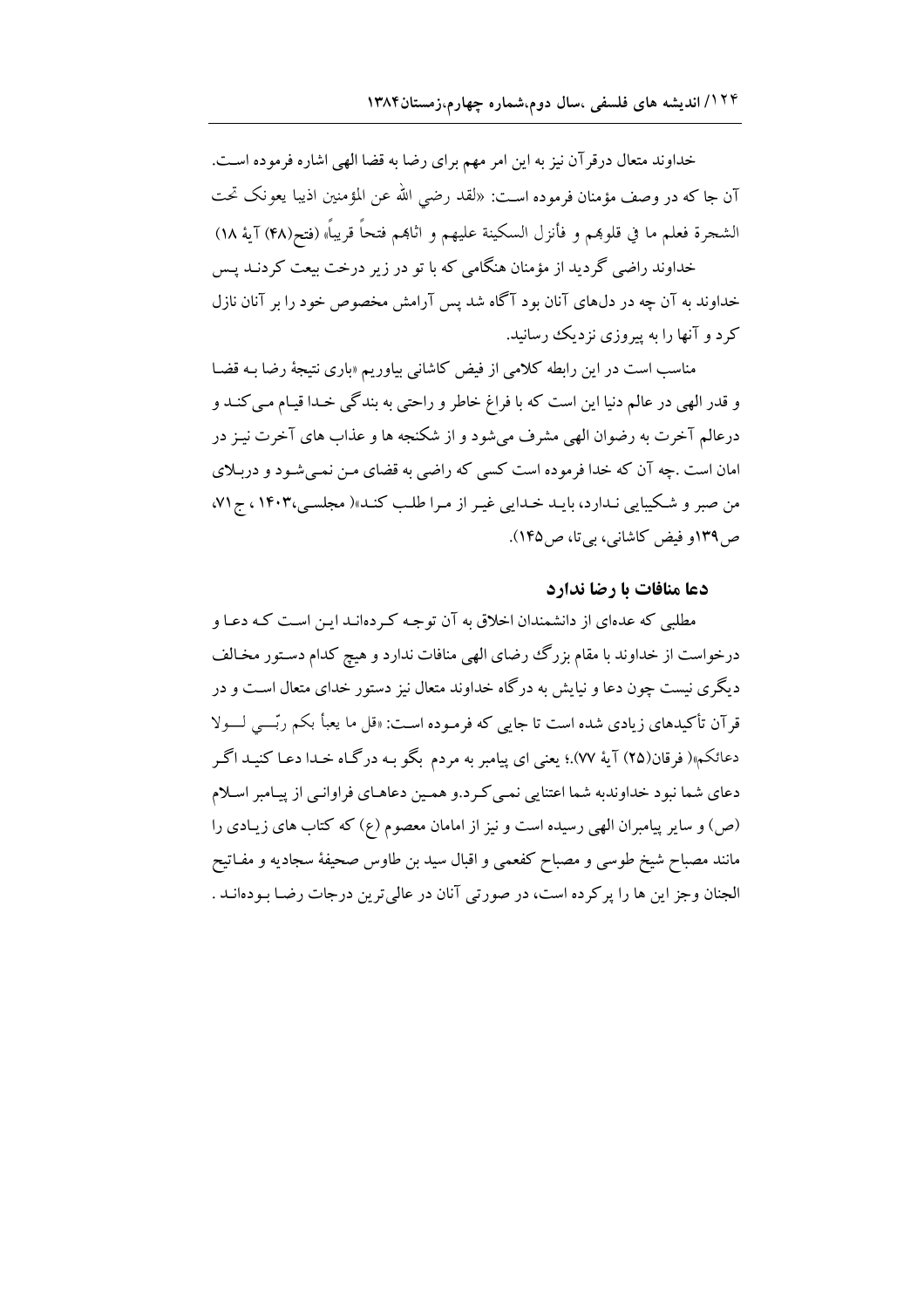خداوند متعال درقرآن نیز به این امر مهم برای رضا به قضا الهی اشاره فرموده است. آن جا که در وصف مؤمنان فرموده است: «لقد رضي الله عن المؤمنين اذيبا يعونک تحت الشجرة فعلم ما في قلوهم و فأنزل السکينة عليهم و اثاهم فتحاً قريباً» (فتح(۴۸) آیهٔ ۱۸)

خداوند راضی گردید از مؤمنان هنگامی که با تو در زیر درخت بیعت کردند پس خداوند به آن چه در دل‌های آنان بود آگاه شد پس آرامش مخصوص خود را بر آنان نازل کرد و آنها را به پیروزی نزدیک رسانید.

مناسب است در این رابطه کلامی از فیض کاشانی بیاوریم «باری نتیجهٔ رضا بـه قضـا و قدر الهی در عالم دنیا این است که با فراغ خاطر و راحتی به بندگی خـدا قیـام مـی‌کنـد و درعالم آخرت به رضوان الهی مشرف می‌شود و از شکنجه ها و عذاب های آخرت نیـز در امان است .چه آن که خدا فرموده است کسی که راضی به قضای مـن نمـی‌شـود و دربـلای من صبر و شـکیبایی نـدارد، بایـد خـدایی غیـر از مـرا طلـب کنـد»( مجلسـی،۱۴۰۳، ج۷۱، ص۱۳۹و فیض کاشانی، بی‌تا، ص۱۴۵).

## دعا منافات با رضا ندارد

مطلبی که عده‌ای از دانشمندان اخلاق به آن توجـه کـرده‌انـد ایـن اسـت کـه دعـا و درخواست از خداوند با مقام بزرگ رضای الهی منافات ندارد و هیچ کدام دسـتور مخـالف دیگری نیست چون دعا و نیایش به درگاه خداوند متعال نیز دستور خدای متعال اسـت و در قرآن تأکیدهای زیادی شده است تا جایی که فرمـوده اسـت: «قل ما يعبأ بكم ربّـي لـولا دعائكم»( فرقان(۲۵) آیهٔ ۷۷).؛ یعنی ای پیامبر به مردم بگو بـه درگـاه خـدا دعـا کنیـد اگـر دعای شما نبود خداوندبه شما اعتنایی نمـی‌کـرد.و همـین دعاهـای فراوانـی از پیـامبر اسـلام (ص) و سایر پیامبران الهی رسیده است و نیز از امامان معصوم (ع) که کتاب های زیـادی را مانند مصباح شیخ طوسی و مصباح کفعمی و اقبال سید بن طاوس صحیفهٔ سجادیه و مفـاتیح الجنان وجز این ها را پرکرده است، در صورتی آنان در عالی‌ترین درجات رضـا بـوده‌انـد .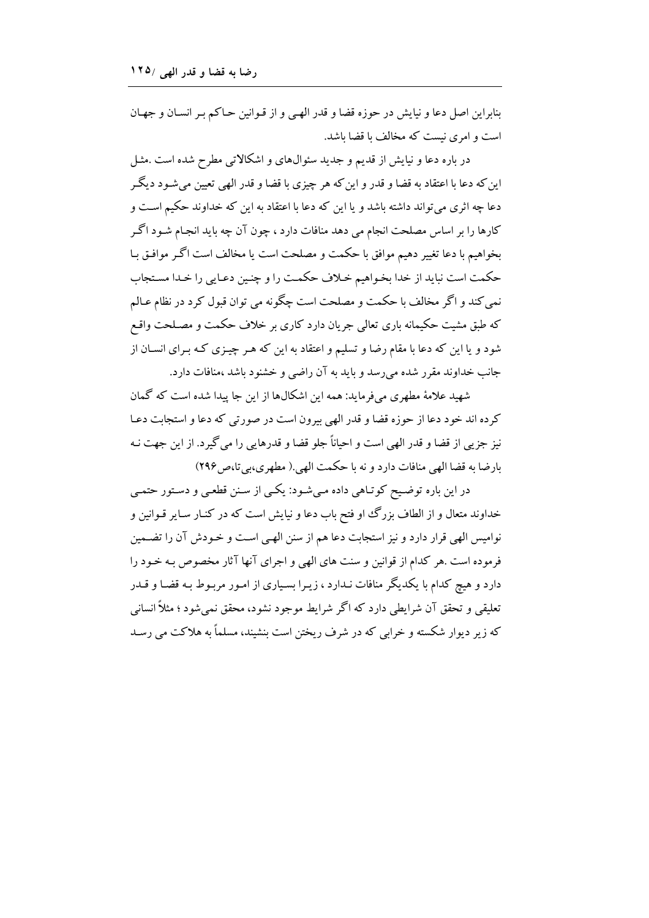بنابراین اصل دعا و نیایش در حوزه قضا و قدر الهی و از قوانین حاکم بر انسان و جهان است و امری نیست که مخالف با قضا باشد.

در باره دعا و نیایش از قدیم و جدید سئوال‌های و اشکالاتی مطرح شده است .مثل این‌که دعا با اعتقاد به قضا و قدر و این‌که هر چیزی با قضا و قدر الهی تعیین می‌شود دیگر دعا چه اثری می‌تواند داشته باشد و یا این که دعا با اعتقاد به این که خداوند حکیم است و کارها را بر اساس مصلحت انجام می دهد منافات دارد ، چون آن چه باید انجام شود اگر بخواهیم با دعا تغییر دهیم موافق با حکمت و مصلحت است یا مخالف است اگر موافق با حکمت است نباید از خدا بخواهیم خلاف حکمت را و چنین دعایی را خدا مستجاب نمی‌کند و اگر مخالف با حکمت و مصلحت است چگونه می توان قبول کرد در نظام عالم که طبق مشیت حکیمانه باری تعالی جریان دارد کاری بر خلاف حکمت و مصلحت واقع شود و یا این که دعا با مقام رضا و تسلیم و اعتقاد به این که هر چیزی که برای انسان از جانب خداوند مقرر شده می‌رسد و باید به آن راضی و خشنود باشد ،منافات دارد.

شهید علامهٔ مطهری می‌فرماید: همه این اشکال‌ها از این جا پیدا شده است که گمان کرده اند خود دعا از حوزه قضا و قدر الهی بیرون است در صورتی که دعا و استجابت دعا نیز جزیی از قضا و قدر الهی است و احیاناً جلو قضا و قدرهایی را می گیرد. از این جهت نه بارضا به قضا الهی منافات دارد و نه با حکمت الهی.( مطهری،بی‌تا،ص۲۹۶)

در این باره توضیح کوتاهی داده می‌شود: یکی از سنن قطعی و دستور حتمی خداوند متعال و از الطاف بزرگ او فتح باب دعا و نیایش است که در کنار سایر قوانین و نوامیس الهی قرار دارد و نیز استجابت دعا هم از سنن الهی است و خودش آن را تضمین فرموده است .هر کدام از قوانین و سنت های الهی و اجرای آنها آثار مخصوص به خود را دارد و هیچ کدام با یکدیگر منافات ندارد ، زیرا بسیاری از امور مربوط به قضا و قدر تعلیقی و تحقق آن شرایطی دارد که اگر شرایط موجود نشود، محقق نمی‌شود ؛ مثلاً انسانی که زیر دیوار شکسته و خرابی که در شرف ریختن است بنشیند، مسلماً به هلاکت می رسد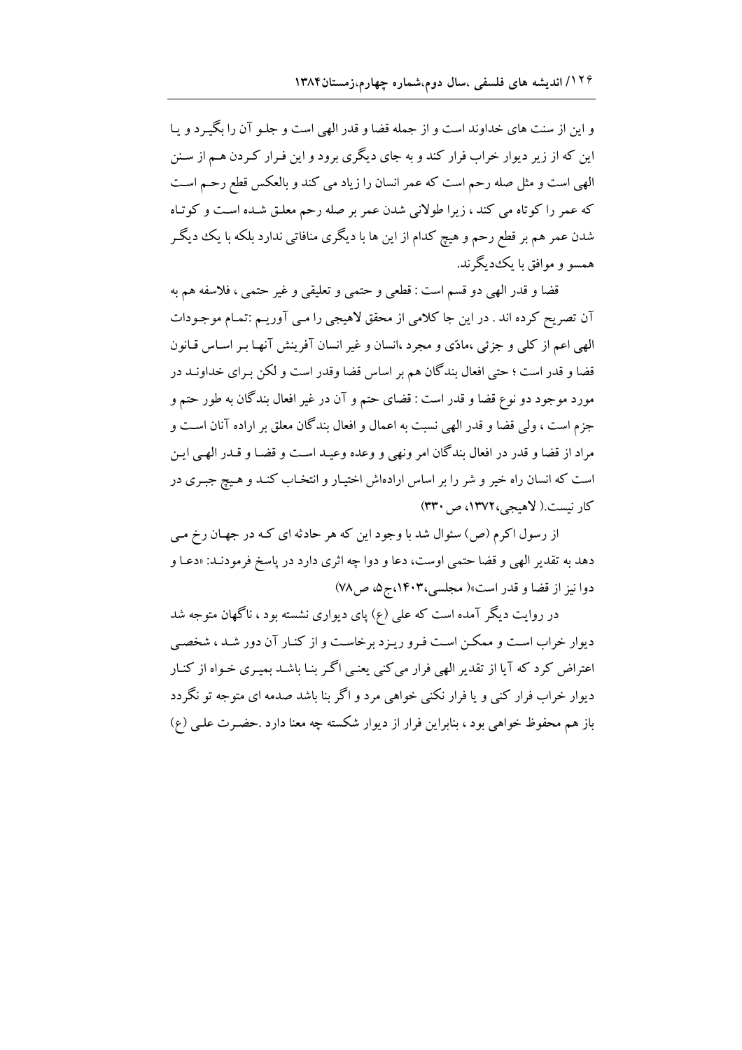و این از سنت های خداوند است و از جمله قضا و قدر الهی است و جلو آن را بگیرد و یا این که از زیر دیوار خراب فرار کند و به جای دیگری برود و این فرار کردن هم از سنن الهی است و مثل صله رحم است که عمر انسان را زیاد می کند و بالعکس قطع رحم است که عمر را کوتاه می کند ، زیرا طولانی شدن عمر بر صله رحم معلق شده است و کوتاه شدن عمر هم بر قطع رحم و هیچ کدام از این ها با دیگری منافاتی ندارد بلکه با یک دیگر همسو و موافق با یک‌دیگرند.

قضا و قدر الهی دو قسم است : قطعی و حتمی و تعلیقی و غیر حتمی ، فلاسفه هم به آن تصریح کرده اند . در این جا کلامی از محقق لاهیجی را می آوریم :تمام موجودات الهی اعم از کلی و جزئی ،مادّی و مجرد ،انسان و غیر انسان آفرینش آنها بر اساس قانون قضا و قدر است ؛ حتی افعال بندگان هم بر اساس قضا وقدر است و لکن برای خداوند در مورد موجود دو نوع قضا و قدر است : قضای حتم و آن در غیر افعال بندگان به طور حتم و جزم است ، ولی قضا و قدر الهی نسبت به اعمال و افعال بندگان معلق بر اراده آنان است و مراد از قضا و قدر در افعال بندگان امر ونهی و وعده وعید است و قضا و قدر الهی این است که انسان راه خیر و شر را بر اساس اراده‌اش اختیار و انتخاب کند و هیچ جبری در کار نیست.( لاهیجی،۱۳۷۲، ص ۳۳۰)

از رسول اکرم (ص) سئوال شد با وجود این که هر حادثه ای که در جهان رخ می دهد به تقدیر الهی و قضا حتمی اوست، دعا و دوا چه اثری دارد در پاسخ فرمودند: «دعا و دوا نیز از قضا و قدر است»( مجلسی،۱۴۰۳،ج۵، ص۷۸)

در روایت دیگر آمده است که علی (ع) پای دیواری نشسته بود ، ناگهان متوجه شد دیوار خراب است و ممکن است فرو ریزد برخاست و از کنار آن دور شد ، شخصی اعتراض کرد که آیا از تقدیر الهی فرار می‌کنی یعنی اگر بنا باشد بمیری خواه از کنار دیوار خراب فرار کنی و یا فرار نکنی خواهی مرد و اگر بنا باشد صدمه ای متوجه تو نگردد باز هم محفوظ خواهی بود ، بنابراین فرار از دیوار شکسته چه معنا دارد .حضرت علی (ع)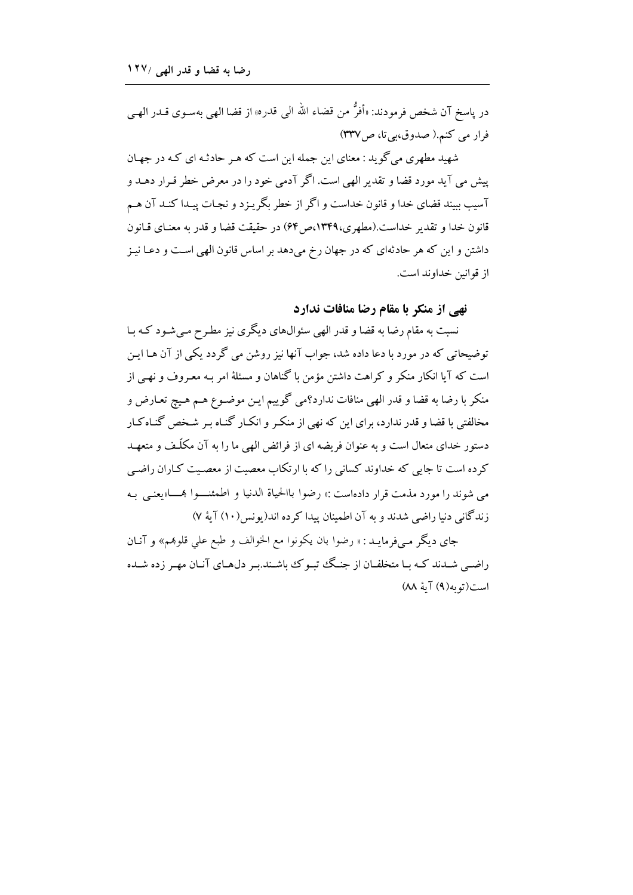در پاسخ آن شخص فرمودند: «أفرُّ من قضاء الله الی قدره» از قضا الهی به‌سوی قدر الهی فرار می کنم.( صدوق،بی‌تا، ص۳۳۷)

شهید مطهری می‌گوید : معنای این جمله این است که هر حادثه ای که در جهان پیش می آید مورد قضا و تقدیر الهی است. اگر آدمی خود را در معرض خطر قرار دهد و آسیب ببیند قضای خدا و قانون خداست و اگر از خطر بگریزد و نجات پیدا کند آن هم قانون خدا و تقدیر خداست.(مطهری،۱۳۴۹،ص۶۴) در حقیقت قضا و قدر به معنای قانون داشتن و این که هر حادثه‌ای که در جهان رخ می‌دهد بر اساس قانون الهی است و دعا نیز از قوانین خداوند است.

## نهی از منکر با مقام رضا منافات ندارد

نسبت به مقام رضا به قضا و قدر الهی سئوال‌های دیگری نیز مطرح می‌شود که با توضیحاتی که در مورد با دعا داده شد، جواب آنها نیز روشن می گردد یکی از آن ها این است که آیا انکار منکر و کراهت داشتن مؤمن با گناهان و مسئلهٔ امر به معروف و نهی از منکر با رضا به قضا و قدر الهی منافات ندارد؟می گوییم این موضوع هم هیچ تعارض و مخالفتی با قضا و قدر ندارد، برای این که نهی از منکر و انکار گناه بر شخص گناه‌کار دستور خدای متعال است و به عنوان فریضه ای از فرائض الهی ما را به آن مکلّف و متعهد کرده است تا جایی که خداوند کسانی را که با ارتکاب معصیت از معصیت کاران راضی می شوند را مورد مذمت قرار داده‌است :« رضوا باالحیاة الدنیا و اطمئنوا بها»یعنی به زندگانی دنیا راضی شدند و به آن اطمینان پیدا کرده اند(یونس(۱۰) آیهٔ ۷)

جای دیگر می‌فرماید : « رضوا بان یکونوا مع الخوالف و طبع علي قلوبهم» و آنان راضی شدند که با متخلفان از جنگ تبوک باشند.بر دل‌های آنان مهر زده شده است(توبه(۹) آیهٔ ۸۸)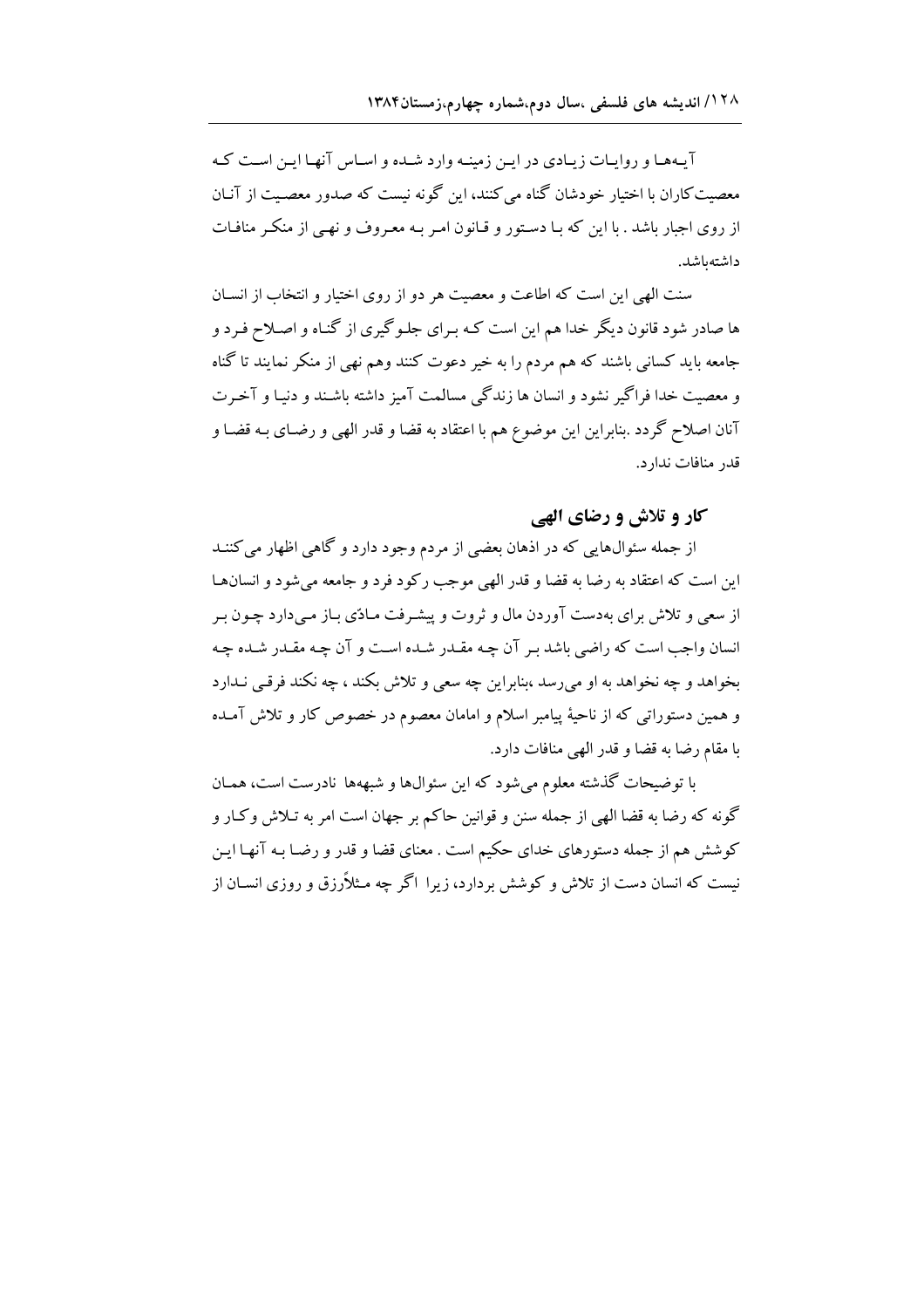آیه‌ها و روایات زیادی در این زمینه وارد شده و اساس آنها این است که معصیت‌کاران با اختیار خودشان گناه می‌کنند، این گونه نیست که صدور معصیت از آنان از روی اجبار باشد . با این که با دستور و قانون امر به معروف و نهی از منکر منافات داشته‌باشد.

سنت الهی این است که اطاعت و معصیت هر دو از روی اختیار و انتخاب از انسان ها صادر شود قانون دیگر خدا هم این است که برای جلوگیری از گناه و اصلاح فرد و جامعه باید کسانی باشند که هم مردم را به خیر دعوت کنند وهم نهی از منکر نمایند تا گناه و معصیت خدا فراگیر نشود و انسان ها زندگی مسالمت آمیز داشته باشند و دنیا و آخرت آنان اصلاح گردد .بنابراین این موضوع هم با اعتقاد به قضا و قدر الهی و رضای به قضا و قدر منافات ندارد.

## کار و تلاش و رضای الهی

از جمله سئوال‌هایی که در اذهان بعضی از مردم وجود دارد و گاهی اظهار می‌کنند این است که اعتقاد به رضا به قضا و قدر الهی موجب رکود فرد و جامعه می‌شود و انسان‌ها از سعی و تلاش برای به‌دست آوردن مال و ثروت و پیشرفت مادّی باز می‌دارد چون بر انسان واجب است که راضی باشد بر آن چه مقدر شده است و آن چه مقدر شده چه بخواهد و چه نخواهد به او می‌رسد ،بنابراین چه سعی و تلاش بکند ، چه نکند فرقی ندارد و همین دستوراتی که از ناحیهٔ پیامبر اسلام و امامان معصوم در خصوص کار و تلاش آمده با مقام رضا به قضا و قدر الهی منافات دارد.

با توضیحات گذشته معلوم می‌شود که این سئوال‌ها و شبهه‌ها نادرست است، همان گونه که رضا به قضا الهی از جمله سنن و قوانین حاکم بر جهان است امر به تلاش وکار و کوشش هم از جمله دستورهای خدای حکیم است . معنای قضا و قدر و رضا به آنها این نیست که انسان دست از تلاش و کوشش بردارد، زیرا اگر چه مثلاًرزق و روزی انسان از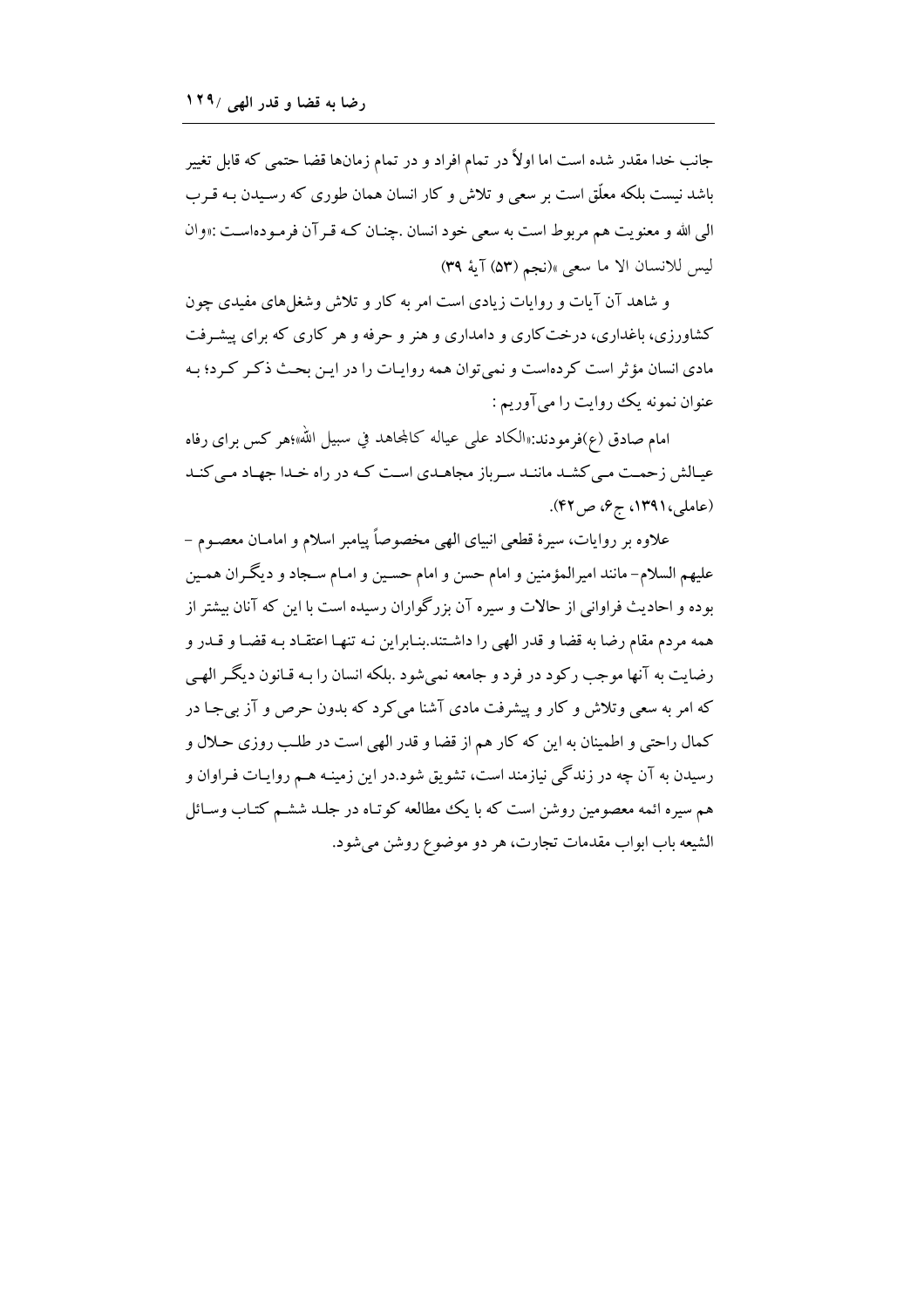جانب خدا مقدر شده است اما اولاً در تمام افراد و در تمام زمان‌ها قضا حتمی که قابل تغییر باشد نیست بلکه معلّق است بر سعی و تلاش و کار انسان همان طوری که رسیدن به قرب الی الله و معنویت هم مربوط است به سعی خود انسان .چنان که قرآن فرموده‌است :«وان لیس للانسان الا ما سعی »(نجم (۵۳) آیهٔ ۳۹)

و شاهد آن آیات و روایات زیادی است امر به کار و تلاش وشغل‌های مفیدی چون کشاورزی، باغداری، درخت‌کاری و دامداری و هنر و حرفه و هر کاری که برای پیشرفت مادی انسان مؤثر است کرده‌است و نمی‌توان همه روایات را در این بحث ذکر کرد؛ به عنوان نمونه یک روایت را می‌آوریم :

امام صادق (ع)فرمودند:«الکاد علی عیاله کالمجاهد في سبیل الله»؛هر کس برای رفاه عیالش زحمت می‌کشد مانند سرباز مجاهدی است که در راه خدا جهاد می‌کند (عاملی،۱۳۹۱، ج۶، ص۴۲).

علاوه بر روایات، سیرهٔ قطعی انبیای الهی مخصوصاً پیامبر اسلام و امامان معصوم – علیهم السلام– مانند امیرالمؤمنین و امام حسن و امام حسین و امام سجاد و دیگران همین بوده و احادیث فراوانی از حالات و سیره آن بزرگواران رسیده است با این که آنان بیشتر از همه مردم مقام رضا به قضا و قدر الهی را داشتند.بنابراین نه تنها اعتقاد به قضا و قدر و رضایت به آنها موجب رکود در فرد و جامعه نمی‌شود .بلکه انسان را به قانون دیگر الهی که امر به سعی وتلاش و کار و پیشرفت مادی آشنا می‌کرد که بدون حرص و آز بی‌جا در کمال راحتی و اطمینان به این که کار هم از قضا و قدر الهی است در طلب روزی حلال و رسیدن به آن چه در زندگی نیازمند است، تشویق شود.در این زمینه هم روایات فراوان و هم سیره ائمه معصومین روشن است که با یک مطالعه کوتاه در جلد ششم کتاب وسائل الشیعه باب ابواب مقدمات تجارت، هر دو موضوع روشن می‌شود.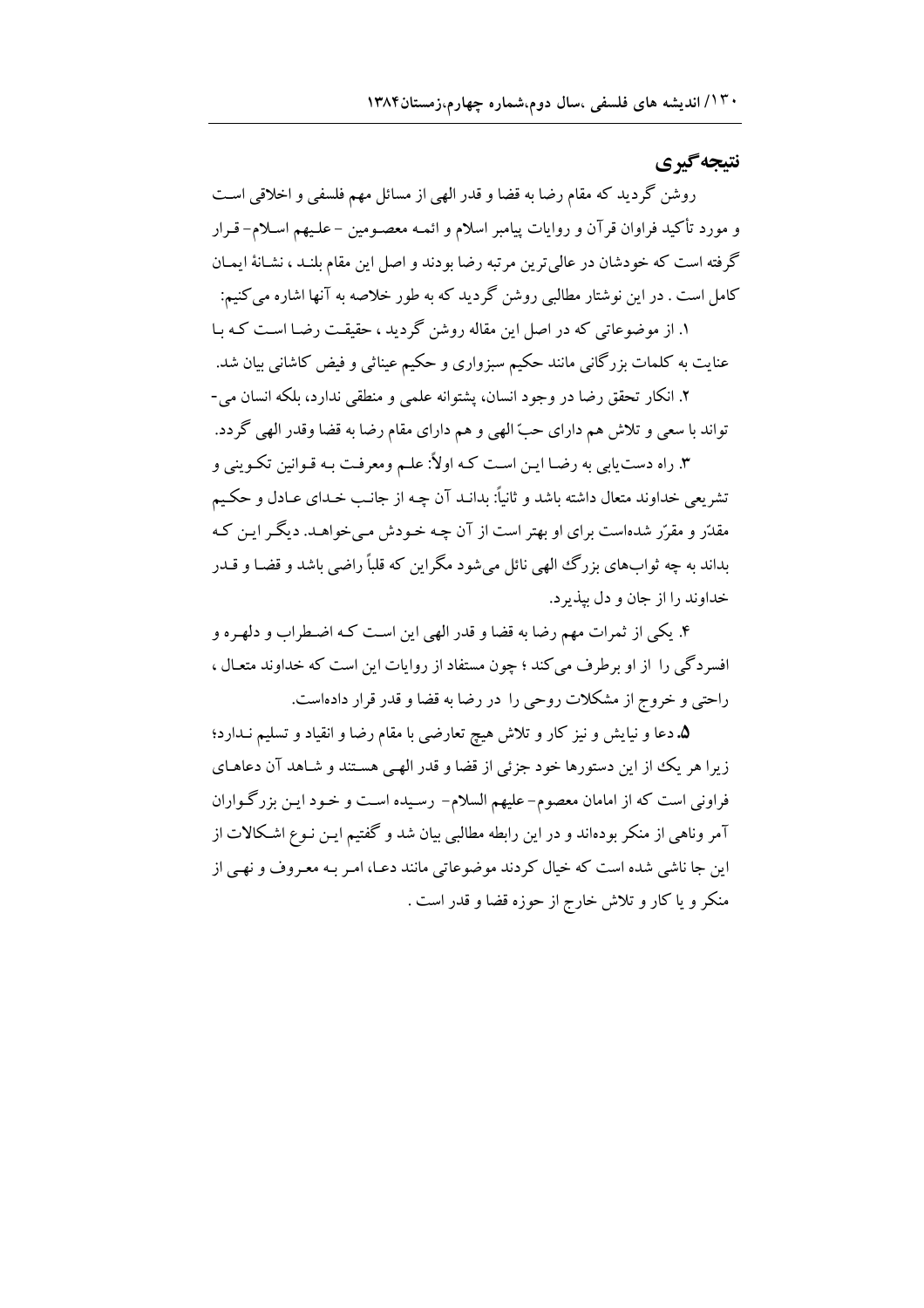## نتیجه‌گیری

روشن گردید که مقام رضا به قضا و قدر الهی از مسائل مهم فلسفی و اخلاقی است و مورد تأکید فراوان قرآن و روایات پیامبر اسلام و ائمه معصومین -علیهم اسلام- قرار گرفته است که خودشان در عالی‌ترین مرتبه رضا بودند و اصل این مقام بلند، نشانهٔ ایمان کامل است. در این نوشتار مطالبی روشن گردید که به طور خلاصه به آنها اشاره می‌کنیم:

۱. از موضوعاتی که در اصل این مقاله روشن گردید، حقیقت رضا است که با عنایت به کلمات بزرگانی مانند حکیم سبزواری و حکیم عیناثی و فیض کاشانی بیان شد.

۲. انکار تحقق رضا در وجود انسان، پشتوانه علمی و منطقی ندارد، بلکه انسان می‌تواند با سعی و تلاش هم دارای حبّ الهی و هم دارای مقام رضا به قضا وقدر الهی گردد.

۳. راه دست‌یابی به رضا این است که اولاً: علم ومعرفت به قوانین تکوینی و تشریعی خداوند متعال داشته باشد و ثانیاً: بداند آن چه از جانب خدای عادل و حکیم مقدّر و مقرّر شده‌است برای او بهتر است از آن چه خودش می‌خواهد. دیگر این که بداند به چه ثواب‌های بزرگ الهی نائل می‌شود مگراین که قلباً راضی باشد و قضا و قدر خداوند را از جان و دل بپذیرد.

۴. یکی از ثمرات مهم رضا به قضا و قدر الهی این است که اضطراب و دلهره و افسردگی را از او برطرف می‌کند؛ چون مستفاد از روایات این است که خداوند متعال، راحتی و خروج از مشکلات روحی را در رضا به قضا و قدر قرار داده‌است.

**۵.** دعا و نیایش و نیز کار و تلاش هیچ تعارضی با مقام رضا و انقیاد و تسلیم ندارد؛ زیرا هر یک از این دستورها خود جزئی از قضا و قدر الهی هستند و شاهد آن دعاهای فراونی است که از امامان معصوم-علیهم السلام- رسیده است و خود این بزرگواران آمر وناهی از منکر بوده‌اند و در این رابطه مطالبی بیان شد و گفتیم این نوع اشکالات از این جا ناشی شده است که خیال کردند موضوعاتی مانند دعا، امر به معروف و نهی از منکر و یا کار و تلاش خارج از حوزه قضا و قدر است.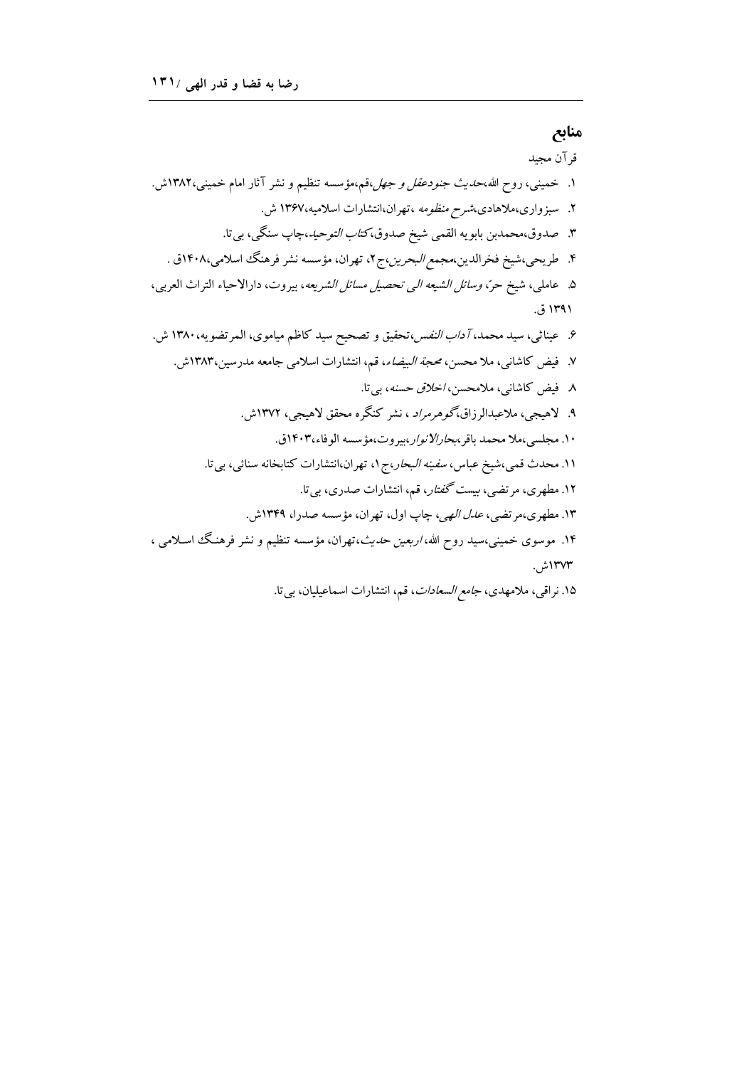## منابع

قرآن مجید

۱. خمینی، روح الله،*حدیث جنودعقل و جهل*،قم،مؤسسه تنظیم و نشر آثار امام خمینی،۱۳۸۲ش.

۲. سبزواری،ملاهادی،*شرح منظومه* ،تهران،انتشارات اسلامیه،۱۳۶۷ ش.

۳. صدوق،محمدبن بابویه القمی شیخ صدوق،*کتاب التوحید*،چاپ سنگی، بی‌تا.

۴. طریحی،شیخ فخرالدین،*مجمع البحرین*،ج۲، تهران، مؤسسه نشر فرهنگ اسلامی،۱۴۰۸ق .

۵. عاملی، شیخ حرّ، *وسائل الشیعه الی تحصیل مسائل الشریعه*، بیروت، دارالاحیاء التراث العربی، ۱۳۹۱ ق.

۶. عیناثی، سید محمد، *آداب النفس*،تحقیق و تصحیح سید کاظم میاموی، المرتضویه، ۱۳۸۰ ش.

۷. فیض کاشانی، ملا محسن، *محجة البیضاء*، قم، انتشارات اسلامی جامعه مدرسین،۱۳۸۳ش.

۸. فیض کاشانی، ملامحسن، *اخلاق حسنه*، بی‌تا.

۹. لاهیجی، ملاعبدالرزاق،*گوهرمراد* ، نشر کنگره محقق لاهیجی، ۱۳۷۲ش.

۱۰. مجلسی،ملا محمد باقر،*بحارالانوار*،بیروت،مؤسسه الوفاء،۱۴۰۳ق.

۱۱. محدث قمی،شیخ عباس، *سفینه البحار*،ج۱، تهران،انتشارات کتابخانه سنائی، بی‌تا.

۱۲. مطهری، مرتضی، *بیست گفتار*، قم، انتشارات صدری، بی‌تا.

۱۳. مطهری،مرتضی، *عدل الهی*، چاپ اول، تهران، مؤسسه صدرا، ۱۳۴۹ش.

۱۴. موسوی خمینی،سید روح الله، *اربعین حدیث*،تهران، مؤسسه تنظیم و نشر فرهنگ اسلامی ، ۱۳۷۳ش.

۱۵. نراقی، ملامهدی، *جامع السعادات*، قم، انتشارات اسماعیلیان، بی‌تا.